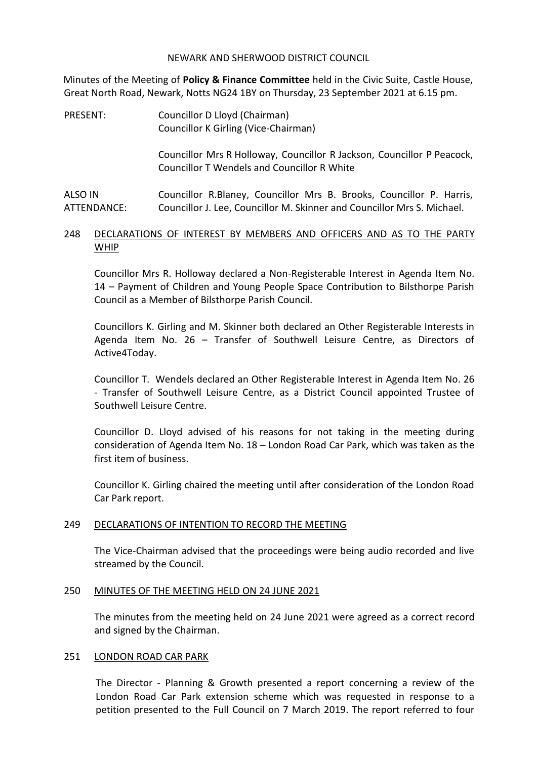NEWARK AND SHERWOOD DISTRICT COUNCIL

Minutes of the Meeting of **Policy & Finance Committee** held in the Civic Suite, Castle House, Great North Road, Newark, Notts NG24 1BY on Thursday, 23 September 2021 at 6.15 pm.

| | |
|---|---|
| PRESENT: | Councillor D Lloyd (Chairman)<br>Councillor K Girling (Vice-Chairman)<br><br>Councillor Mrs R Holloway, Councillor R Jackson, Councillor P Peacock, Councillor T Wendels and Councillor R White |
| ALSO IN ATTENDANCE: | Councillor R.Blaney, Councillor Mrs B. Brooks, Councillor P. Harris, Councillor J. Lee, Councillor M. Skinner and Councillor Mrs S. Michael. |

## 248 DECLARATIONS OF INTEREST BY MEMBERS AND OFFICERS AND AS TO THE PARTY WHIP

Councillor Mrs R. Holloway declared a Non-Registerable Interest in Agenda Item No. 14 – Payment of Children and Young People Space Contribution to Bilsthorpe Parish Council as a Member of Bilsthorpe Parish Council.

Councillors K. Girling and M. Skinner both declared an Other Registerable Interests in Agenda Item No. 26 – Transfer of Southwell Leisure Centre, as Directors of Active4Today.

Councillor T. Wendels declared an Other Registerable Interest in Agenda Item No. 26 - Transfer of Southwell Leisure Centre, as a District Council appointed Trustee of Southwell Leisure Centre.

Councillor D. Lloyd advised of his reasons for not taking in the meeting during consideration of Agenda Item No. 18 – London Road Car Park, which was taken as the first item of business.

Councillor K. Girling chaired the meeting until after consideration of the London Road Car Park report.

## 249 DECLARATIONS OF INTENTION TO RECORD THE MEETING

The Vice-Chairman advised that the proceedings were being audio recorded and live streamed by the Council.

## 250 MINUTES OF THE MEETING HELD ON 24 JUNE 2021

The minutes from the meeting held on 24 June 2021 were agreed as a correct record and signed by the Chairman.

## 251 LONDON ROAD CAR PARK

The Director - Planning & Growth presented a report concerning a review of the London Road Car Park extension scheme which was requested in response to a petition presented to the Full Council on 7 March 2019. The report referred to four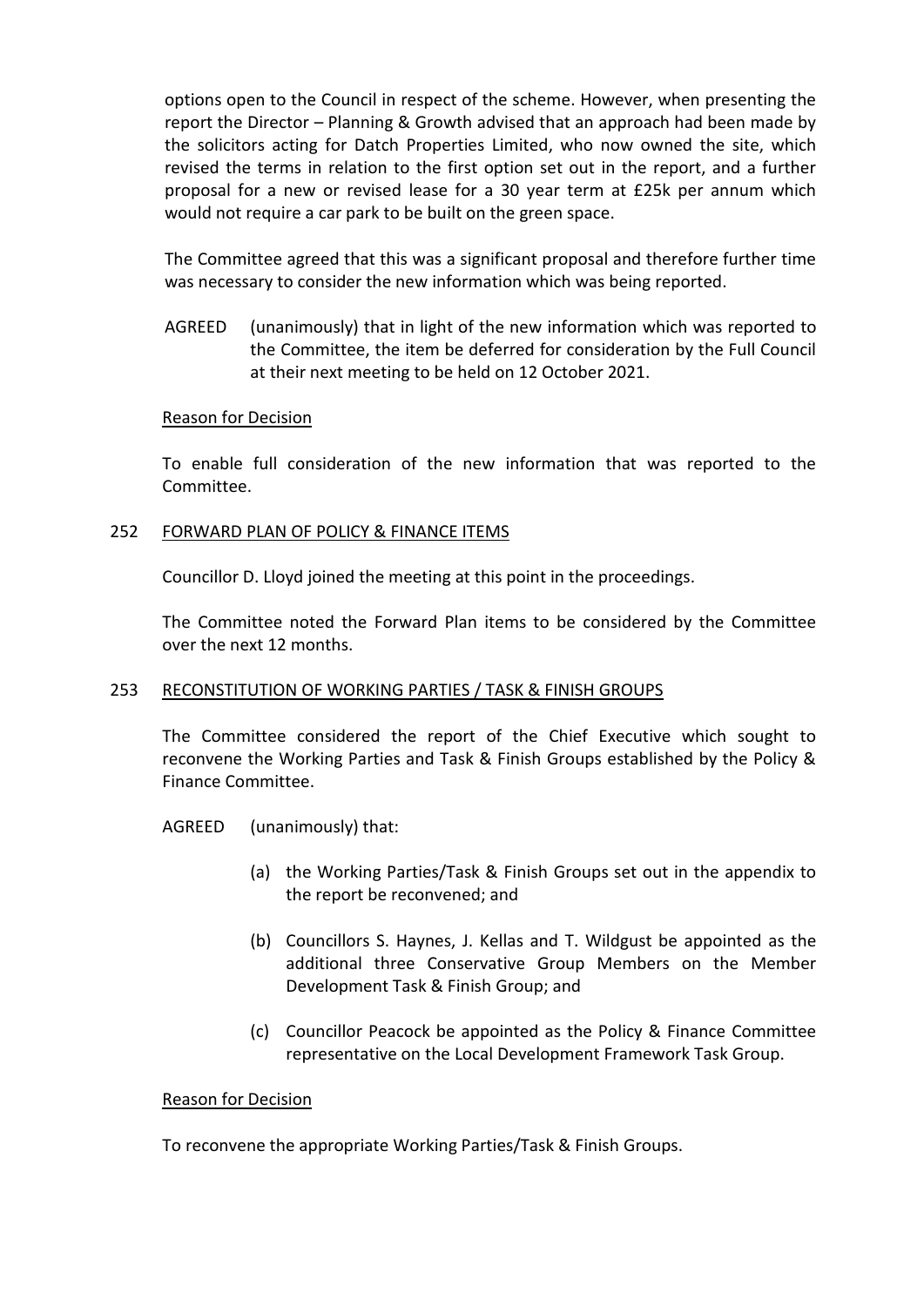options open to the Council in respect of the scheme. However, when presenting the report the Director – Planning & Growth advised that an approach had been made by the solicitors acting for Datch Properties Limited, who now owned the site, which revised the terms in relation to the first option set out in the report, and a further proposal for a new or revised lease for a 30 year term at £25k per annum which would not require a car park to be built on the green space.

The Committee agreed that this was a significant proposal and therefore further time was necessary to consider the new information which was being reported.

AGREED (unanimously) that in light of the new information which was reported to the Committee, the item be deferred for consideration by the Full Council at their next meeting to be held on 12 October 2021.

Reason for Decision

To enable full consideration of the new information that was reported to the Committee.

## 252 FORWARD PLAN OF POLICY & FINANCE ITEMS

Councillor D. Lloyd joined the meeting at this point in the proceedings.

The Committee noted the Forward Plan items to be considered by the Committee over the next 12 months.

## 253 RECONSTITUTION OF WORKING PARTIES / TASK & FINISH GROUPS

The Committee considered the report of the Chief Executive which sought to reconvene the Working Parties and Task & Finish Groups established by the Policy & Finance Committee.

AGREED (unanimously) that:

(a) the Working Parties/Task & Finish Groups set out in the appendix to the report be reconvened; and

(b) Councillors S. Haynes, J. Kellas and T. Wildgust be appointed as the additional three Conservative Group Members on the Member Development Task & Finish Group; and

(c) Councillor Peacock be appointed as the Policy & Finance Committee representative on the Local Development Framework Task Group.

Reason for Decision

To reconvene the appropriate Working Parties/Task & Finish Groups.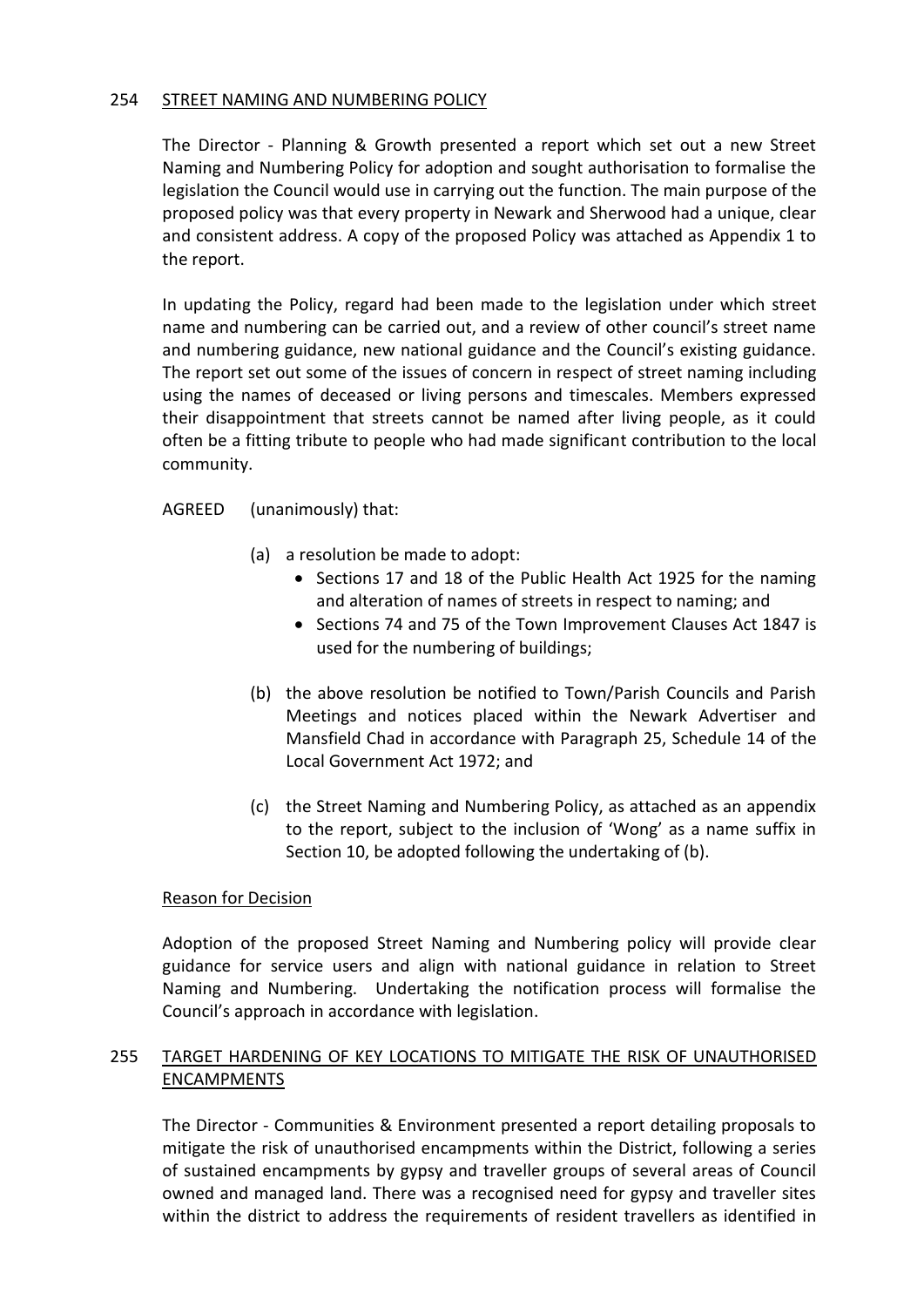## 254 STREET NAMING AND NUMBERING POLICY

The Director - Planning & Growth presented a report which set out a new Street Naming and Numbering Policy for adoption and sought authorisation to formalise the legislation the Council would use in carrying out the function. The main purpose of the proposed policy was that every property in Newark and Sherwood had a unique, clear and consistent address. A copy of the proposed Policy was attached as Appendix 1 to the report.

In updating the Policy, regard had been made to the legislation under which street name and numbering can be carried out, and a review of other council's street name and numbering guidance, new national guidance and the Council's existing guidance. The report set out some of the issues of concern in respect of street naming including using the names of deceased or living persons and timescales. Members expressed their disappointment that streets cannot be named after living people, as it could often be a fitting tribute to people who had made significant contribution to the local community.

AGREED (unanimously) that:

(a) a resolution be made to adopt:
- Sections 17 and 18 of the Public Health Act 1925 for the naming and alteration of names of streets in respect to naming; and
- Sections 74 and 75 of the Town Improvement Clauses Act 1847 is used for the numbering of buildings;

(b) the above resolution be notified to Town/Parish Councils and Parish Meetings and notices placed within the Newark Advertiser and Mansfield Chad in accordance with Paragraph 25, Schedule 14 of the Local Government Act 1972; and

(c) the Street Naming and Numbering Policy, as attached as an appendix to the report, subject to the inclusion of 'Wong' as a name suffix in Section 10, be adopted following the undertaking of (b).

Reason for Decision

Adoption of the proposed Street Naming and Numbering policy will provide clear guidance for service users and align with national guidance in relation to Street Naming and Numbering. Undertaking the notification process will formalise the Council's approach in accordance with legislation.

## 255 TARGET HARDENING OF KEY LOCATIONS TO MITIGATE THE RISK OF UNAUTHORISED ENCAMPMENTS

The Director - Communities & Environment presented a report detailing proposals to mitigate the risk of unauthorised encampments within the District, following a series of sustained encampments by gypsy and traveller groups of several areas of Council owned and managed land. There was a recognised need for gypsy and traveller sites within the district to address the requirements of resident travellers as identified in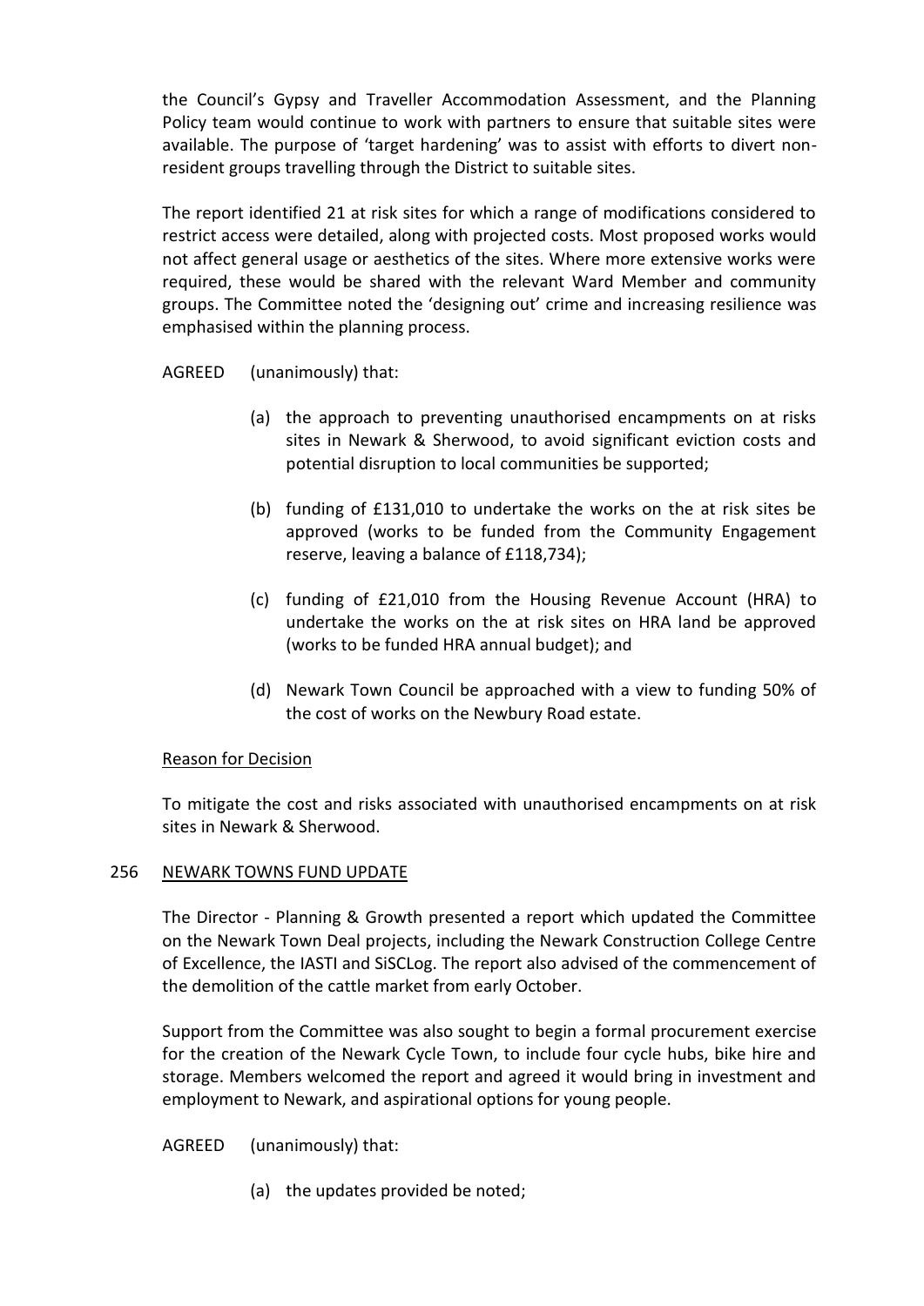the Council's Gypsy and Traveller Accommodation Assessment, and the Planning Policy team would continue to work with partners to ensure that suitable sites were available. The purpose of 'target hardening' was to assist with efforts to divert non-resident groups travelling through the District to suitable sites.

The report identified 21 at risk sites for which a range of modifications considered to restrict access were detailed, along with projected costs. Most proposed works would not affect general usage or aesthetics of the sites. Where more extensive works were required, these would be shared with the relevant Ward Member and community groups. The Committee noted the 'designing out' crime and increasing resilience was emphasised within the planning process.

AGREED (unanimously) that:

(a) the approach to preventing unauthorised encampments on at risks sites in Newark & Sherwood, to avoid significant eviction costs and potential disruption to local communities be supported;

(b) funding of £131,010 to undertake the works on the at risk sites be approved (works to be funded from the Community Engagement reserve, leaving a balance of £118,734);

(c) funding of £21,010 from the Housing Revenue Account (HRA) to undertake the works on the at risk sites on HRA land be approved (works to be funded HRA annual budget); and

(d) Newark Town Council be approached with a view to funding 50% of the cost of works on the Newbury Road estate.

Reason for Decision

To mitigate the cost and risks associated with unauthorised encampments on at risk sites in Newark & Sherwood.

## 256 NEWARK TOWNS FUND UPDATE

The Director - Planning & Growth presented a report which updated the Committee on the Newark Town Deal projects, including the Newark Construction College Centre of Excellence, the IASTI and SiSCLog. The report also advised of the commencement of the demolition of the cattle market from early October.

Support from the Committee was also sought to begin a formal procurement exercise for the creation of the Newark Cycle Town, to include four cycle hubs, bike hire and storage. Members welcomed the report and agreed it would bring in investment and employment to Newark, and aspirational options for young people.

AGREED (unanimously) that:

(a) the updates provided be noted;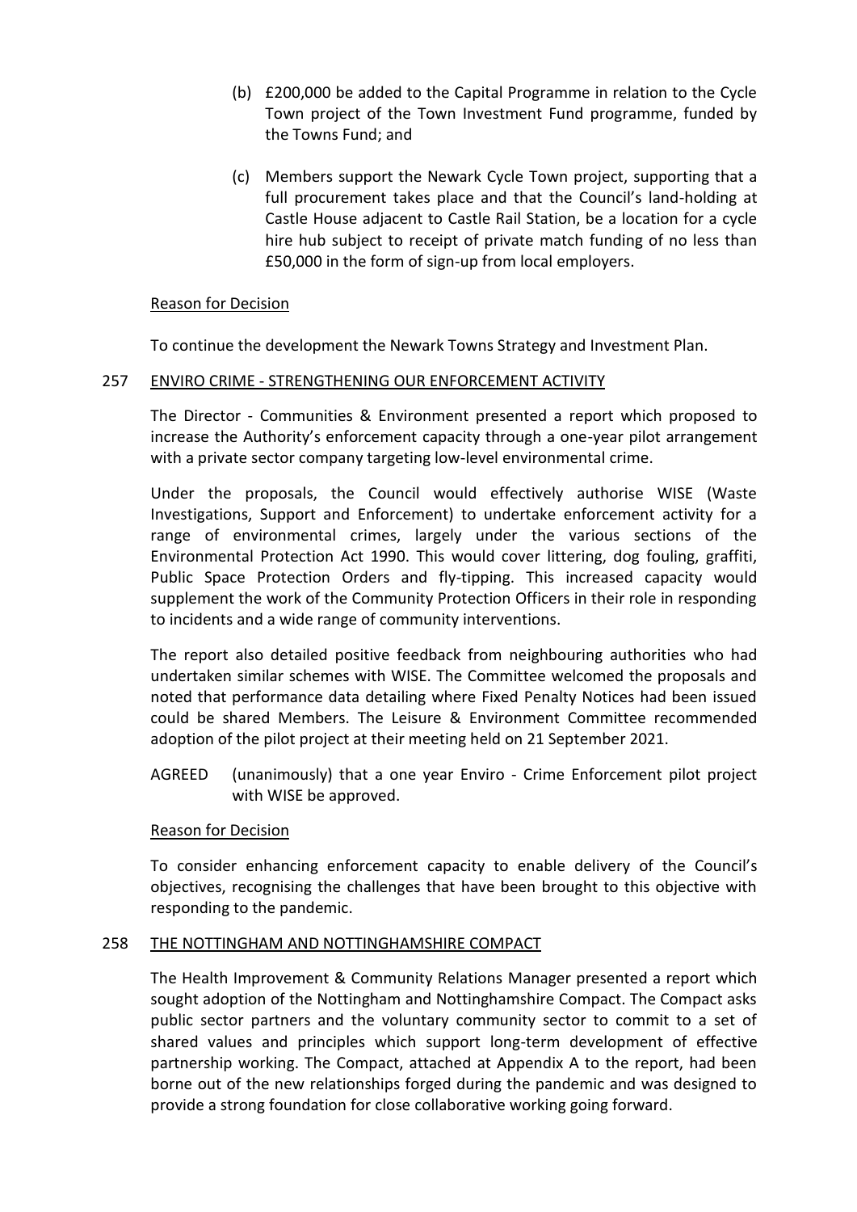(b) £200,000 be added to the Capital Programme in relation to the Cycle Town project of the Town Investment Fund programme, funded by the Towns Fund; and

(c) Members support the Newark Cycle Town project, supporting that a full procurement takes place and that the Council's land-holding at Castle House adjacent to Castle Rail Station, be a location for a cycle hire hub subject to receipt of private match funding of no less than £50,000 in the form of sign-up from local employers.

Reason for Decision

To continue the development the Newark Towns Strategy and Investment Plan.

257 ENVIRO CRIME - STRENGTHENING OUR ENFORCEMENT ACTIVITY

The Director - Communities & Environment presented a report which proposed to increase the Authority's enforcement capacity through a one-year pilot arrangement with a private sector company targeting low-level environmental crime.

Under the proposals, the Council would effectively authorise WISE (Waste Investigations, Support and Enforcement) to undertake enforcement activity for a range of environmental crimes, largely under the various sections of the Environmental Protection Act 1990. This would cover littering, dog fouling, graffiti, Public Space Protection Orders and fly-tipping. This increased capacity would supplement the work of the Community Protection Officers in their role in responding to incidents and a wide range of community interventions.

The report also detailed positive feedback from neighbouring authorities who had undertaken similar schemes with WISE. The Committee welcomed the proposals and noted that performance data detailing where Fixed Penalty Notices had been issued could be shared Members. The Leisure & Environment Committee recommended adoption of the pilot project at their meeting held on 21 September 2021.

AGREED (unanimously) that a one year Enviro - Crime Enforcement pilot project with WISE be approved.

Reason for Decision

To consider enhancing enforcement capacity to enable delivery of the Council's objectives, recognising the challenges that have been brought to this objective with responding to the pandemic.

258 THE NOTTINGHAM AND NOTTINGHAMSHIRE COMPACT

The Health Improvement & Community Relations Manager presented a report which sought adoption of the Nottingham and Nottinghamshire Compact. The Compact asks public sector partners and the voluntary community sector to commit to a set of shared values and principles which support long-term development of effective partnership working. The Compact, attached at Appendix A to the report, had been borne out of the new relationships forged during the pandemic and was designed to provide a strong foundation for close collaborative working going forward.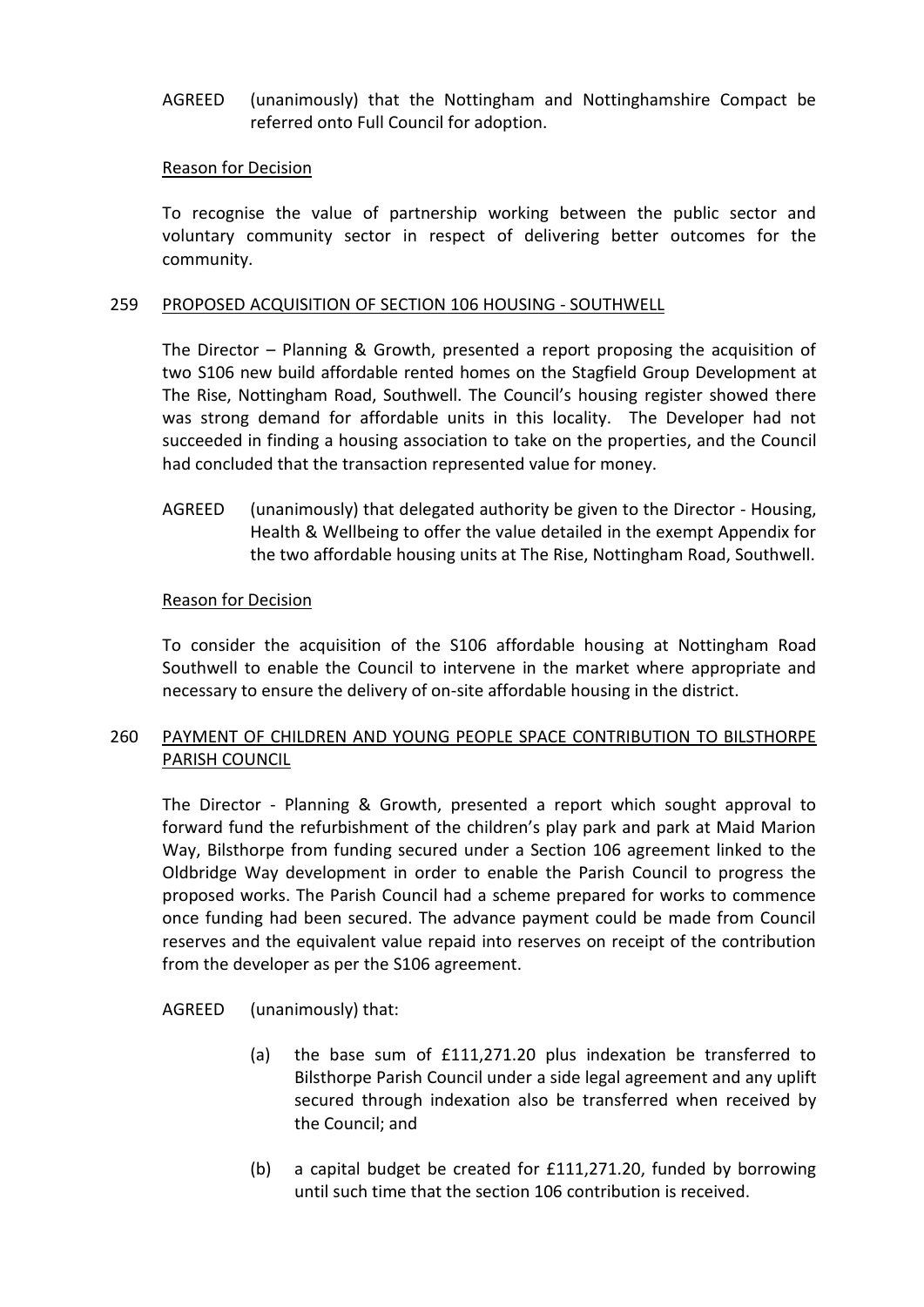AGREED (unanimously) that the Nottingham and Nottinghamshire Compact be referred onto Full Council for adoption.

Reason for Decision

To recognise the value of partnership working between the public sector and voluntary community sector in respect of delivering better outcomes for the community.

## 259 PROPOSED ACQUISITION OF SECTION 106 HOUSING - SOUTHWELL

The Director – Planning & Growth, presented a report proposing the acquisition of two S106 new build affordable rented homes on the Stagfield Group Development at The Rise, Nottingham Road, Southwell. The Council's housing register showed there was strong demand for affordable units in this locality. The Developer had not succeeded in finding a housing association to take on the properties, and the Council had concluded that the transaction represented value for money.

AGREED (unanimously) that delegated authority be given to the Director - Housing, Health & Wellbeing to offer the value detailed in the exempt Appendix for the two affordable housing units at The Rise, Nottingham Road, Southwell.

Reason for Decision

To consider the acquisition of the S106 affordable housing at Nottingham Road Southwell to enable the Council to intervene in the market where appropriate and necessary to ensure the delivery of on-site affordable housing in the district.

## 260 PAYMENT OF CHILDREN AND YOUNG PEOPLE SPACE CONTRIBUTION TO BILSTHORPE PARISH COUNCIL

The Director - Planning & Growth, presented a report which sought approval to forward fund the refurbishment of the children's play park and park at Maid Marion Way, Bilsthorpe from funding secured under a Section 106 agreement linked to the Oldbridge Way development in order to enable the Parish Council to progress the proposed works. The Parish Council had a scheme prepared for works to commence once funding had been secured. The advance payment could be made from Council reserves and the equivalent value repaid into reserves on receipt of the contribution from the developer as per the S106 agreement.

AGREED (unanimously) that:

(a) the base sum of £111,271.20 plus indexation be transferred to Bilsthorpe Parish Council under a side legal agreement and any uplift secured through indexation also be transferred when received by the Council; and

(b) a capital budget be created for £111,271.20, funded by borrowing until such time that the section 106 contribution is received.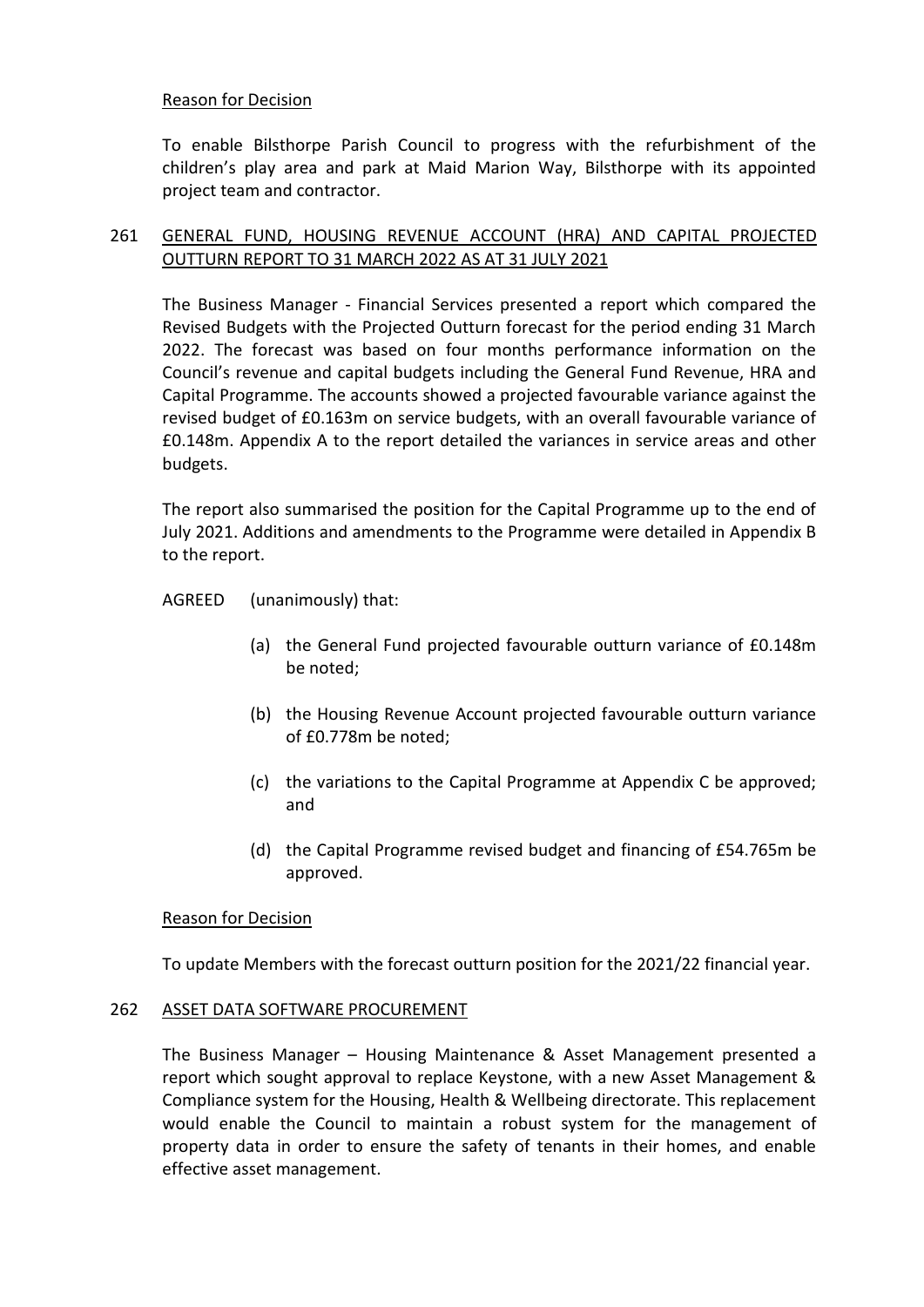Reason for Decision

To enable Bilsthorpe Parish Council to progress with the refurbishment of the children's play area and park at Maid Marion Way, Bilsthorpe with its appointed project team and contractor.

## 261 GENERAL FUND, HOUSING REVENUE ACCOUNT (HRA) AND CAPITAL PROJECTED OUTTURN REPORT TO 31 MARCH 2022 AS AT 31 JULY 2021

The Business Manager - Financial Services presented a report which compared the Revised Budgets with the Projected Outturn forecast for the period ending 31 March 2022. The forecast was based on four months performance information on the Council's revenue and capital budgets including the General Fund Revenue, HRA and Capital Programme. The accounts showed a projected favourable variance against the revised budget of £0.163m on service budgets, with an overall favourable variance of £0.148m. Appendix A to the report detailed the variances in service areas and other budgets.

The report also summarised the position for the Capital Programme up to the end of July 2021. Additions and amendments to the Programme were detailed in Appendix B to the report.

AGREED (unanimously) that:

(a) the General Fund projected favourable outturn variance of £0.148m be noted;

(b) the Housing Revenue Account projected favourable outturn variance of £0.778m be noted;

(c) the variations to the Capital Programme at Appendix C be approved; and

(d) the Capital Programme revised budget and financing of £54.765m be approved.

Reason for Decision

To update Members with the forecast outturn position for the 2021/22 financial year.

## 262 ASSET DATA SOFTWARE PROCUREMENT

The Business Manager – Housing Maintenance & Asset Management presented a report which sought approval to replace Keystone, with a new Asset Management & Compliance system for the Housing, Health & Wellbeing directorate. This replacement would enable the Council to maintain a robust system for the management of property data in order to ensure the safety of tenants in their homes, and enable effective asset management.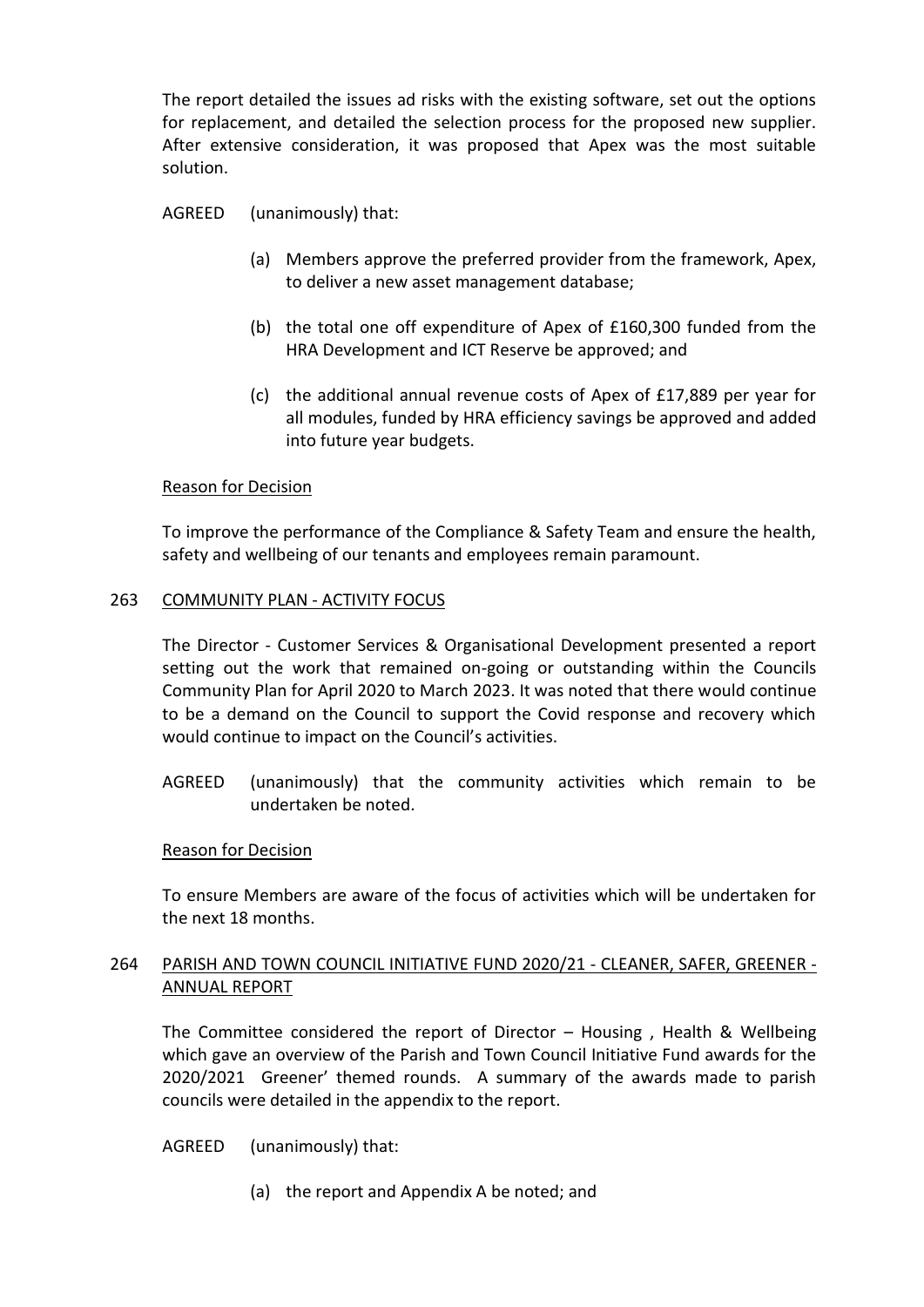The report detailed the issues ad risks with the existing software, set out the options for replacement, and detailed the selection process for the proposed new supplier. After extensive consideration, it was proposed that Apex was the most suitable solution.

AGREED (unanimously) that:

(a) Members approve the preferred provider from the framework, Apex, to deliver a new asset management database;

(b) the total one off expenditure of Apex of £160,300 funded from the HRA Development and ICT Reserve be approved; and

(c) the additional annual revenue costs of Apex of £17,889 per year for all modules, funded by HRA efficiency savings be approved and added into future year budgets.

Reason for Decision

To improve the performance of the Compliance & Safety Team and ensure the health, safety and wellbeing of our tenants and employees remain paramount.

## 263 COMMUNITY PLAN - ACTIVITY FOCUS

The Director - Customer Services & Organisational Development presented a report setting out the work that remained on-going or outstanding within the Councils Community Plan for April 2020 to March 2023. It was noted that there would continue to be a demand on the Council to support the Covid response and recovery which would continue to impact on the Council's activities.

AGREED (unanimously) that the community activities which remain to be undertaken be noted.

Reason for Decision

To ensure Members are aware of the focus of activities which will be undertaken for the next 18 months.

## 264 PARISH AND TOWN COUNCIL INITIATIVE FUND 2020/21 - CLEANER, SAFER, GREENER - ANNUAL REPORT

The Committee considered the report of Director – Housing , Health & Wellbeing which gave an overview of the Parish and Town Council Initiative Fund awards for the 2020/2021 Greener' themed rounds. A summary of the awards made to parish councils were detailed in the appendix to the report.

AGREED (unanimously) that:

(a) the report and Appendix A be noted; and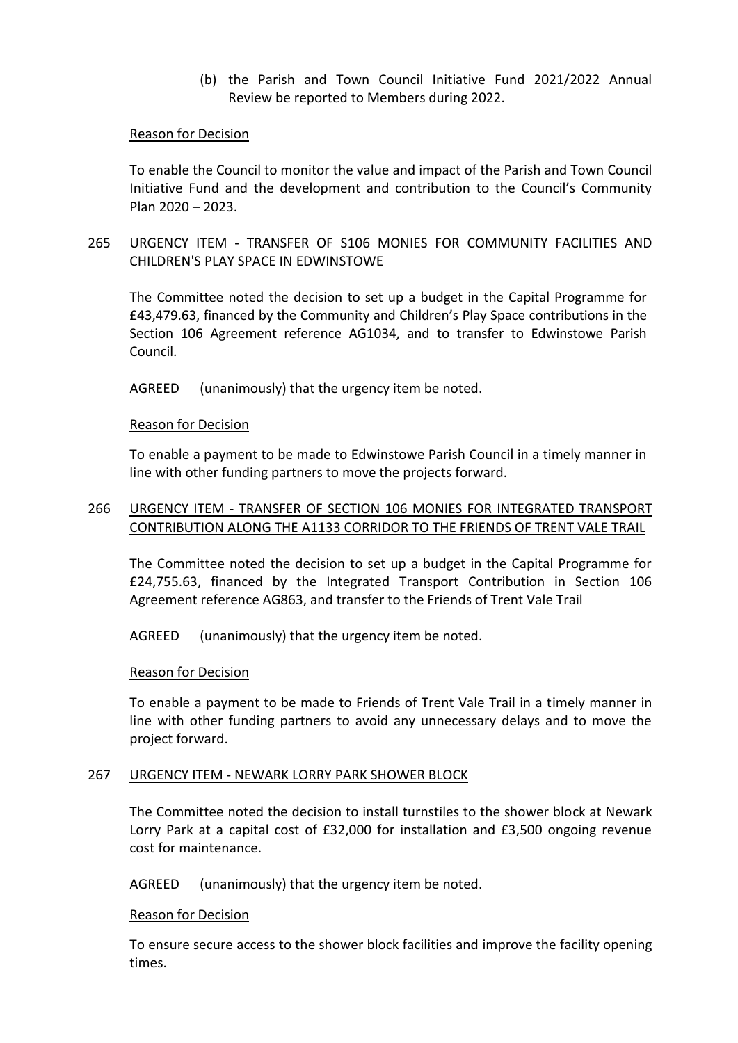(b) the Parish and Town Council Initiative Fund 2021/2022 Annual Review be reported to Members during 2022.

Reason for Decision

To enable the Council to monitor the value and impact of the Parish and Town Council Initiative Fund and the development and contribution to the Council's Community Plan 2020 – 2023.

## 265 URGENCY ITEM - TRANSFER OF S106 MONIES FOR COMMUNITY FACILITIES AND CHILDREN'S PLAY SPACE IN EDWINSTOWE

The Committee noted the decision to set up a budget in the Capital Programme for £43,479.63, financed by the Community and Children's Play Space contributions in the Section 106 Agreement reference AG1034, and to transfer to Edwinstowe Parish Council.

AGREED (unanimously) that the urgency item be noted.

Reason for Decision

To enable a payment to be made to Edwinstowe Parish Council in a timely manner in line with other funding partners to move the projects forward.

## 266 URGENCY ITEM - TRANSFER OF SECTION 106 MONIES FOR INTEGRATED TRANSPORT CONTRIBUTION ALONG THE A1133 CORRIDOR TO THE FRIENDS OF TRENT VALE TRAIL

The Committee noted the decision to set up a budget in the Capital Programme for £24,755.63, financed by the Integrated Transport Contribution in Section 106 Agreement reference AG863, and transfer to the Friends of Trent Vale Trail

AGREED (unanimously) that the urgency item be noted.

Reason for Decision

To enable a payment to be made to Friends of Trent Vale Trail in a timely manner in line with other funding partners to avoid any unnecessary delays and to move the project forward.

## 267 URGENCY ITEM - NEWARK LORRY PARK SHOWER BLOCK

The Committee noted the decision to install turnstiles to the shower block at Newark Lorry Park at a capital cost of £32,000 for installation and £3,500 ongoing revenue cost for maintenance.

AGREED (unanimously) that the urgency item be noted.

Reason for Decision

To ensure secure access to the shower block facilities and improve the facility opening times.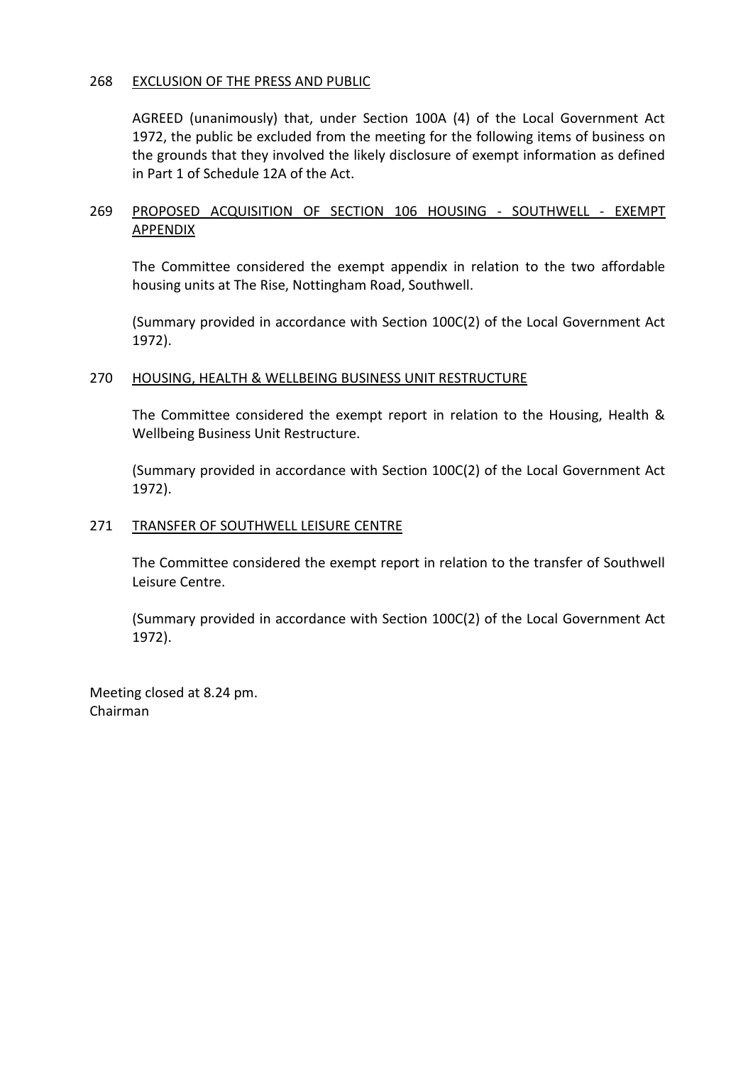268 EXCLUSION OF THE PRESS AND PUBLIC

AGREED (unanimously) that, under Section 100A (4) of the Local Government Act 1972, the public be excluded from the meeting for the following items of business on the grounds that they involved the likely disclosure of exempt information as defined in Part 1 of Schedule 12A of the Act.

269 PROPOSED ACQUISITION OF SECTION 106 HOUSING - SOUTHWELL - EXEMPT APPENDIX

The Committee considered the exempt appendix in relation to the two affordable housing units at The Rise, Nottingham Road, Southwell.

(Summary provided in accordance with Section 100C(2) of the Local Government Act 1972).

270 HOUSING, HEALTH & WELLBEING BUSINESS UNIT RESTRUCTURE

The Committee considered the exempt report in relation to the Housing, Health & Wellbeing Business Unit Restructure.

(Summary provided in accordance with Section 100C(2) of the Local Government Act 1972).

271 TRANSFER OF SOUTHWELL LEISURE CENTRE

The Committee considered the exempt report in relation to the transfer of Southwell Leisure Centre.

(Summary provided in accordance with Section 100C(2) of the Local Government Act 1972).

Meeting closed at 8.24 pm.
Chairman